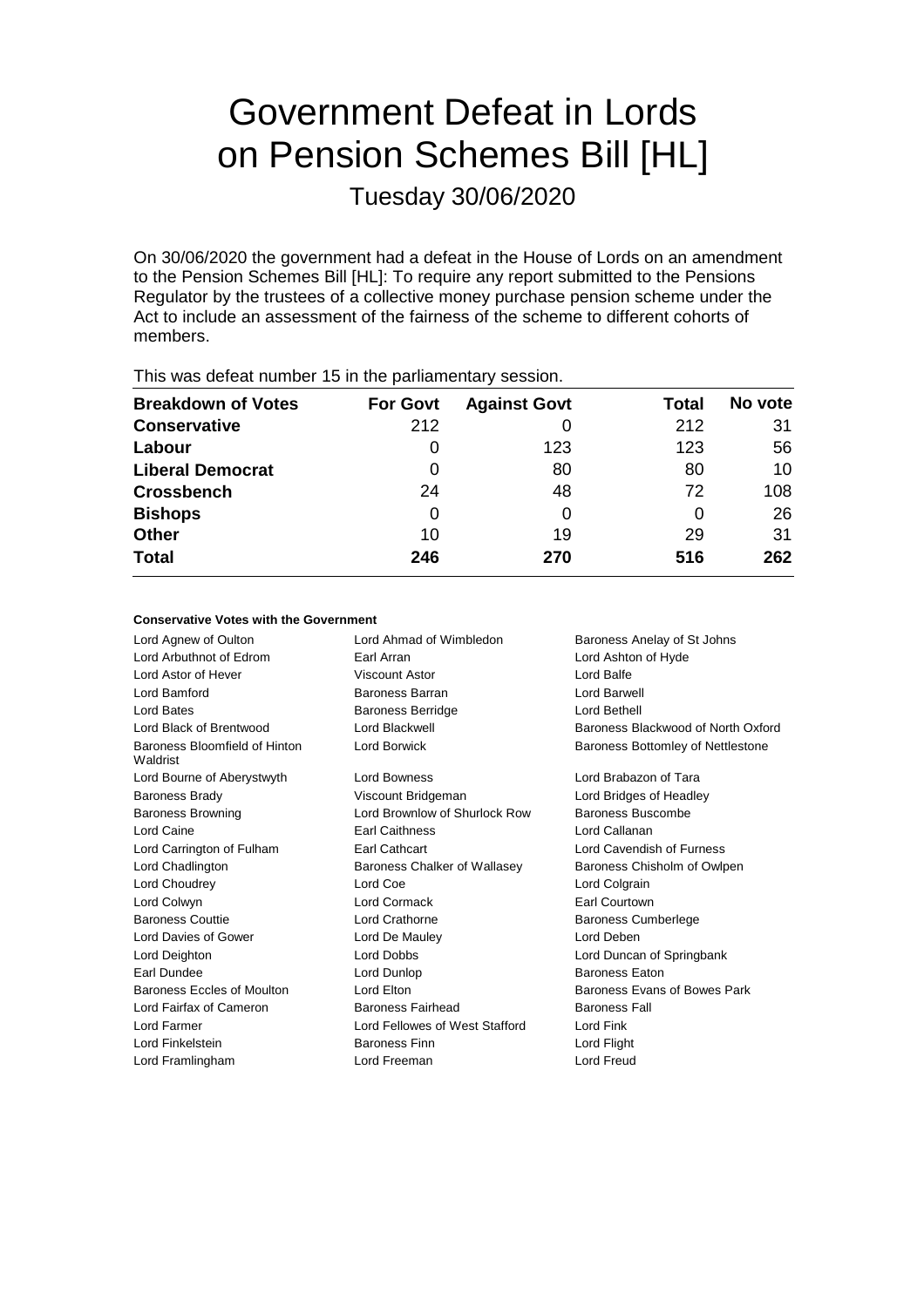# Government Defeat in Lords on Pension Schemes Bill [HL]

## Tuesday 30/06/2020

On 30/06/2020 the government had a defeat in the House of Lords on an amendment to the Pension Schemes Bill [HL]: To require any report submitted to the Pensions Regulator by the trustees of a collective money purchase pension scheme under the Act to include an assessment of the fairness of the scheme to different cohorts of members.

This was defeat number 15 in the parliamentary session.

| Breakdown of Votes | For Govt | Against Govt | Total | No vote |
|---|---|---|---|---|
| **Conservative** | 212 | 0 | 212 | 31 |
| **Labour** | 0 | 123 | 123 | 56 |
| **Liberal Democrat** | 0 | 80 | 80 | 10 |
| **Crossbench** | 24 | 48 | 72 | 108 |
| **Bishops** | 0 | 0 | 0 | 26 |
| **Other** | 10 | 19 | 29 | 31 |
| **Total** | **246** | **270** | **516** | **262** |

#### Conservative Votes with the Government

| | | |
|---|---|---|
| Lord Agnew of Oulton | Lord Ahmad of Wimbledon | Baroness Anelay of St Johns |
| Lord Arbuthnot of Edrom | Earl Arran | Lord Ashton of Hyde |
| Lord Astor of Hever | Viscount Astor | Lord Balfe |
| Lord Bamford | Baroness Barran | Lord Barwell |
| Lord Bates | Baroness Berridge | Lord Bethell |
| Lord Black of Brentwood | Lord Blackwell | Baroness Blackwood of North Oxford |
| Baroness Bloomfield of Hinton Waldrist | Lord Borwick | Baroness Bottomley of Nettlestone |
| Lord Bourne of Aberystwyth | Lord Bowness | Lord Brabazon of Tara |
| Baroness Brady | Viscount Bridgeman | Lord Bridges of Headley |
| Baroness Browning | Lord Brownlow of Shurlock Row | Baroness Buscombe |
| Lord Caine | Earl Caithness | Lord Callanan |
| Lord Carrington of Fulham | Earl Cathcart | Lord Cavendish of Furness |
| Lord Chadlington | Baroness Chalker of Wallasey | Baroness Chisholm of Owlpen |
| Lord Choudrey | Lord Coe | Lord Colgrain |
| Lord Colwyn | Lord Cormack | Earl Courtown |
| Baroness Couttie | Lord Crathorne | Baroness Cumberlege |
| Lord Davies of Gower | Lord De Mauley | Lord Deben |
| Lord Deighton | Lord Dobbs | Lord Duncan of Springbank |
| Earl Dundee | Lord Dunlop | Baroness Eaton |
| Baroness Eccles of Moulton | Lord Elton | Baroness Evans of Bowes Park |
| Lord Fairfax of Cameron | Baroness Fairhead | Baroness Fall |
| Lord Farmer | Lord Fellowes of West Stafford | Lord Fink |
| Lord Finkelstein | Baroness Finn | Lord Flight |
| Lord Framlingham | Lord Freeman | Lord Freud |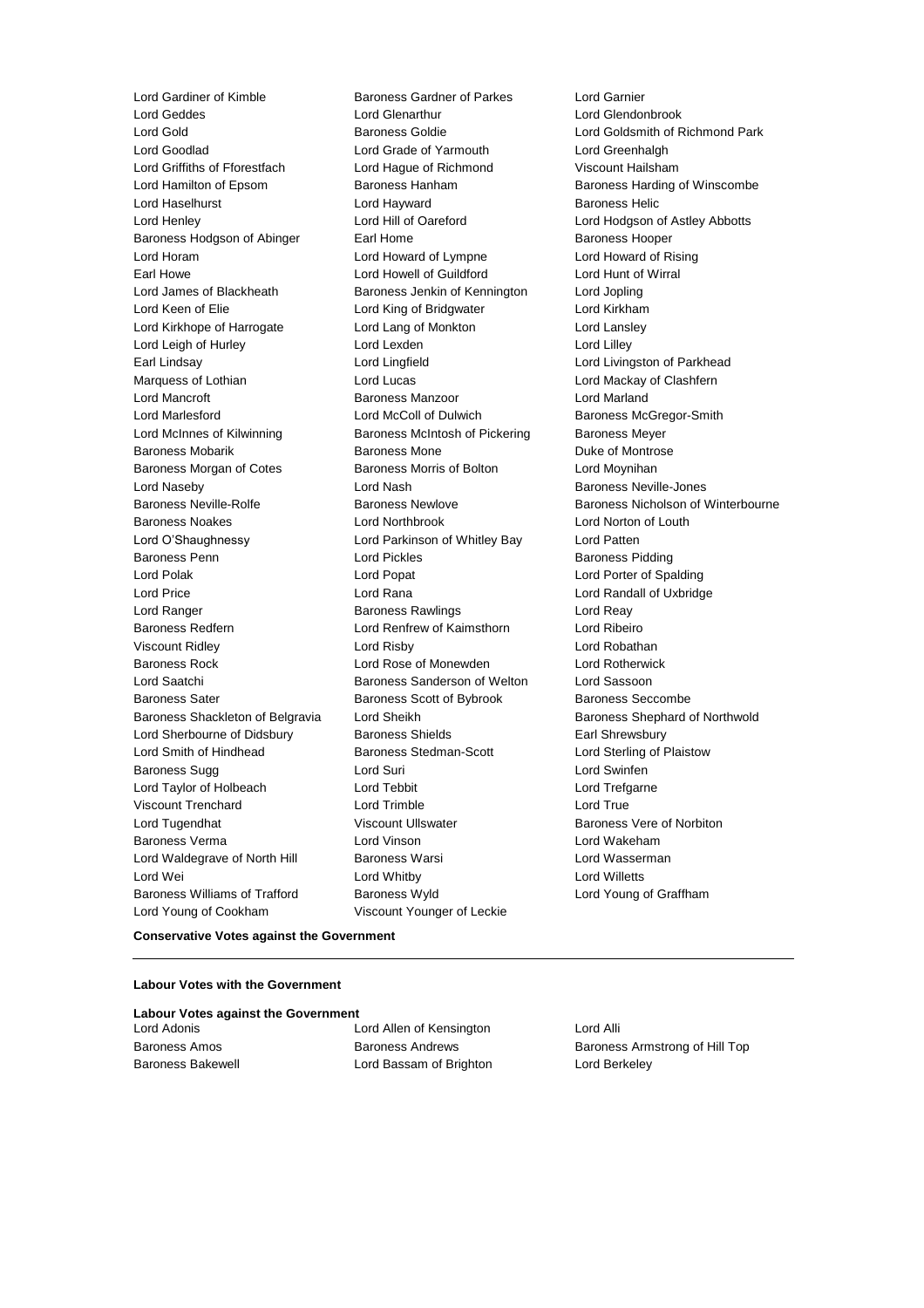Lord Gardiner of Kimble
Baroness Gardner of Parkes
Lord Garnier
Lord Geddes
Lord Glenarthur
Lord Glendonbrook
Lord Gold
Baroness Goldie
Lord Goldsmith of Richmond Park
Lord Goodlad
Lord Grade of Yarmouth
Lord Greenhalgh
Lord Griffiths of Fforestfach
Lord Hague of Richmond
Viscount Hailsham
Lord Hamilton of Epsom
Baroness Hanham
Baroness Harding of Winscombe
Lord Haselhurst
Lord Hayward
Baroness Helic
Lord Henley
Lord Hill of Oareford
Lord Hodgson of Astley Abbotts
Baroness Hodgson of Abinger
Earl Home
Baroness Hooper
Lord Horam
Lord Howard of Lympne
Lord Howard of Rising
Earl Howe
Lord Howell of Guildford
Lord Hunt of Wirral
Lord James of Blackheath
Baroness Jenkin of Kennington
Lord Jopling
Lord Keen of Elie
Lord King of Bridgwater
Lord Kirkham
Lord Kirkhope of Harrogate
Lord Lang of Monkton
Lord Lansley
Lord Leigh of Hurley
Lord Lexden
Lord Lilley
Earl Lindsay
Lord Lingfield
Lord Livingston of Parkhead
Marquess of Lothian
Lord Lucas
Lord Mackay of Clashfern
Lord Mancroft
Baroness Manzoor
Lord Marland
Lord Marlesford
Lord McColl of Dulwich
Baroness McGregor-Smith
Lord McInnes of Kilwinning
Baroness McIntosh of Pickering
Baroness Meyer
Baroness Mobarik
Baroness Mone
Duke of Montrose
Baroness Morgan of Cotes
Baroness Morris of Bolton
Lord Moynihan
Lord Naseby
Lord Nash
Baroness Neville-Jones
Baroness Neville-Rolfe
Baroness Newlove
Baroness Nicholson of Winterbourne
Baroness Noakes
Lord Northbrook
Lord Norton of Louth
Lord O'Shaughnessy
Lord Parkinson of Whitley Bay
Lord Patten
Baroness Penn
Lord Pickles
Baroness Pidding
Lord Polak
Lord Popat
Lord Porter of Spalding
Lord Price
Lord Rana
Lord Randall of Uxbridge
Lord Ranger
Baroness Rawlings
Lord Reay
Baroness Redfern
Lord Renfrew of Kaimsthorn
Lord Ribeiro
Viscount Ridley
Lord Risby
Lord Robathan
Baroness Rock
Lord Rose of Monewden
Lord Rotherwick
Lord Saatchi
Baroness Sanderson of Welton
Lord Sassoon
Baroness Sater
Baroness Scott of Bybrook
Baroness Seccombe
Baroness Shackleton of Belgravia
Lord Sheikh
Baroness Shephard of Northwold
Lord Sherbourne of Didsbury
Baroness Shields
Earl Shrewsbury
Lord Smith of Hindhead
Baroness Stedman-Scott
Lord Sterling of Plaistow
Baroness Sugg
Lord Suri
Lord Swinfen
Lord Taylor of Holbeach
Lord Tebbit
Lord Trefgarne
Viscount Trenchard
Lord Trimble
Lord True
Lord Tugendhat
Viscount Ullswater
Baroness Vere of Norbiton
Baroness Verma
Lord Vinson
Lord Wakeham
Lord Waldegrave of North Hill
Baroness Warsi
Lord Wasserman
Lord Wei
Lord Whitby
Lord Willetts
Baroness Williams of Trafford
Baroness Wyld
Lord Young of Graffham
Lord Young of Cookham
Viscount Younger of Leckie

**Conservative Votes against the Government**

---

**Labour Votes with the Government**

**Labour Votes against the Government**

Lord Adonis
Lord Allen of Kensington
Lord Alli
Baroness Amos
Baroness Andrews
Baroness Armstrong of Hill Top
Baroness Bakewell
Lord Bassam of Brighton
Lord Berkeley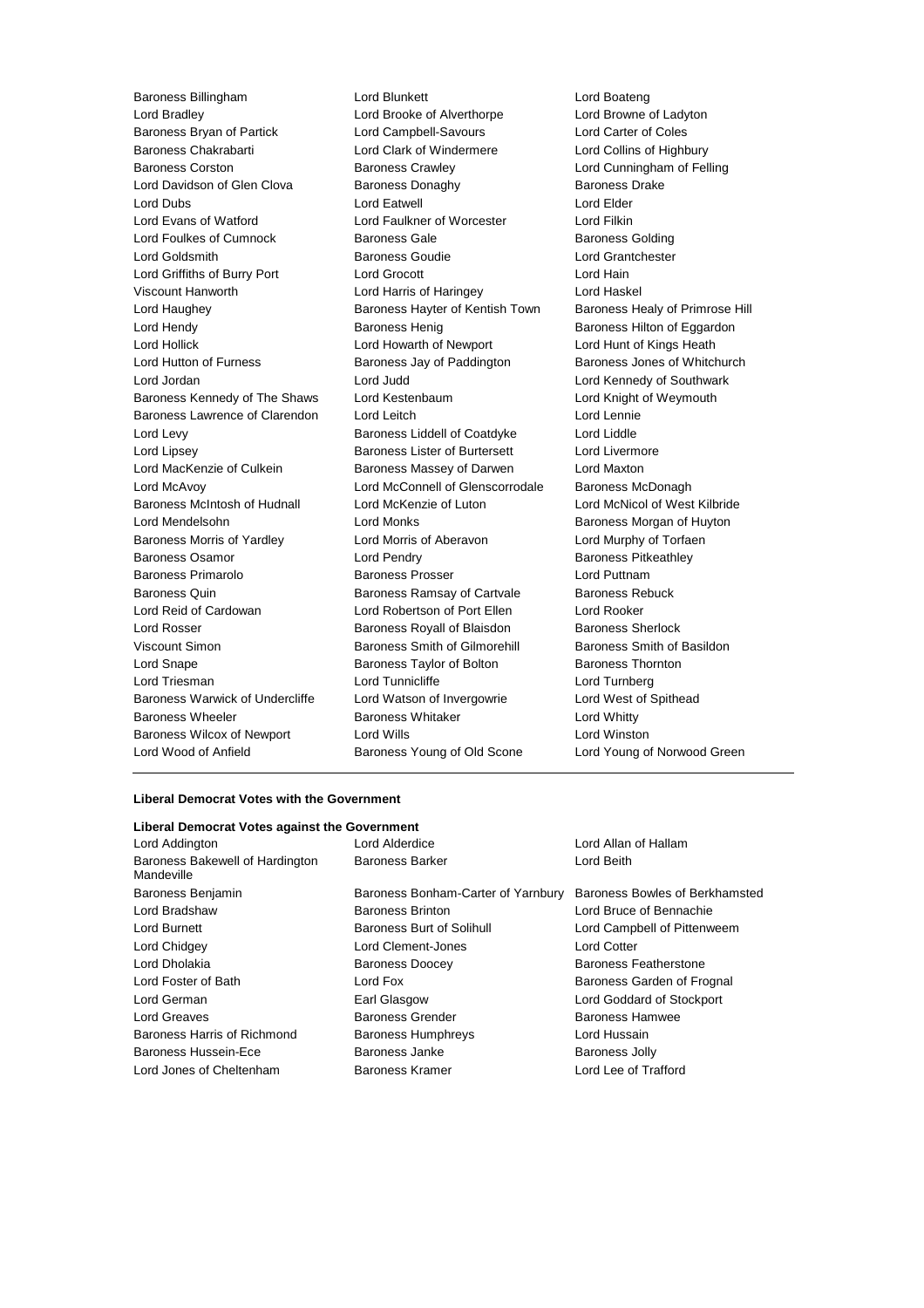Baroness Billingham
Lord Blunkett
Lord Boateng
Lord Bradley
Lord Brooke of Alverthorpe
Lord Browne of Ladyton
Baroness Bryan of Partick
Lord Campbell-Savours
Lord Carter of Coles
Baroness Chakrabarti
Lord Clark of Windermere
Lord Collins of Highbury
Baroness Corston
Baroness Crawley
Lord Cunningham of Felling
Lord Davidson of Glen Clova
Baroness Donaghy
Baroness Drake
Lord Dubs
Lord Eatwell
Lord Elder
Lord Evans of Watford
Lord Faulkner of Worcester
Lord Filkin
Lord Foulkes of Cumnock
Baroness Gale
Baroness Golding
Lord Goldsmith
Baroness Goudie
Lord Grantchester
Lord Griffiths of Burry Port
Lord Grocott
Lord Hain
Viscount Hanworth
Lord Harris of Haringey
Lord Haskel
Lord Haughey
Baroness Hayter of Kentish Town
Baroness Healy of Primrose Hill
Lord Hendy
Baroness Henig
Baroness Hilton of Eggardon
Lord Hollick
Lord Howarth of Newport
Lord Hunt of Kings Heath
Lord Hutton of Furness
Baroness Jay of Paddington
Baroness Jones of Whitchurch
Lord Jordan
Lord Judd
Lord Kennedy of Southwark
Baroness Kennedy of The Shaws
Lord Kestenbaum
Lord Knight of Weymouth
Baroness Lawrence of Clarendon
Lord Leitch
Lord Lennie
Lord Levy
Baroness Liddell of Coatdyke
Lord Liddle
Lord Lipsey
Baroness Lister of Burtersett
Lord Livermore
Lord MacKenzie of Culkein
Baroness Massey of Darwen
Lord Maxton
Lord McAvoy
Lord McConnell of Glenscorrodale
Baroness McDonagh
Baroness McIntosh of Hudnall
Lord McKenzie of Luton
Lord McNicol of West Kilbride
Lord Mendelsohn
Lord Monks
Baroness Morgan of Huyton
Baroness Morris of Yardley
Lord Morris of Aberavon
Lord Murphy of Torfaen
Baroness Osamor
Lord Pendry
Baroness Pitkeathley
Baroness Primarolo
Baroness Prosser
Lord Puttnam
Baroness Quin
Baroness Ramsay of Cartvale
Baroness Rebuck
Lord Reid of Cardowan
Lord Robertson of Port Ellen
Lord Rooker
Lord Rosser
Baroness Royall of Blaisdon
Baroness Sherlock
Viscount Simon
Baroness Smith of Gilmorehill
Baroness Smith of Basildon
Lord Snape
Baroness Taylor of Bolton
Baroness Thornton
Lord Triesman
Lord Tunnicliffe
Lord Turnberg
Baroness Warwick of Undercliffe
Lord Watson of Invergowrie
Lord West of Spithead
Baroness Wheeler
Baroness Whitaker
Lord Whitty
Baroness Wilcox of Newport
Lord Wills
Lord Winston
Lord Wood of Anfield
Baroness Young of Old Scone
Lord Young of Norwood Green

---

**Liberal Democrat Votes with the Government**

**Liberal Democrat Votes against the Government**

Lord Addington
Lord Alderdice
Lord Allan of Hallam
Baroness Bakewell of Hardington Mandeville
Baroness Barker
Lord Beith
Baroness Benjamin
Baroness Bonham-Carter of Yarnbury
Baroness Bowles of Berkhamsted
Lord Bradshaw
Baroness Brinton
Lord Bruce of Bennachie
Lord Burnett
Baroness Burt of Solihull
Lord Campbell of Pittenweem
Lord Chidgey
Lord Clement-Jones
Lord Cotter
Lord Dholakia
Baroness Doocey
Baroness Featherstone
Lord Foster of Bath
Lord Fox
Baroness Garden of Frognal
Lord German
Earl Glasgow
Lord Goddard of Stockport
Lord Greaves
Baroness Grender
Baroness Hamwee
Baroness Harris of Richmond
Baroness Humphreys
Lord Hussain
Baroness Hussein-Ece
Baroness Janke
Baroness Jolly
Lord Jones of Cheltenham
Baroness Kramer
Lord Lee of Trafford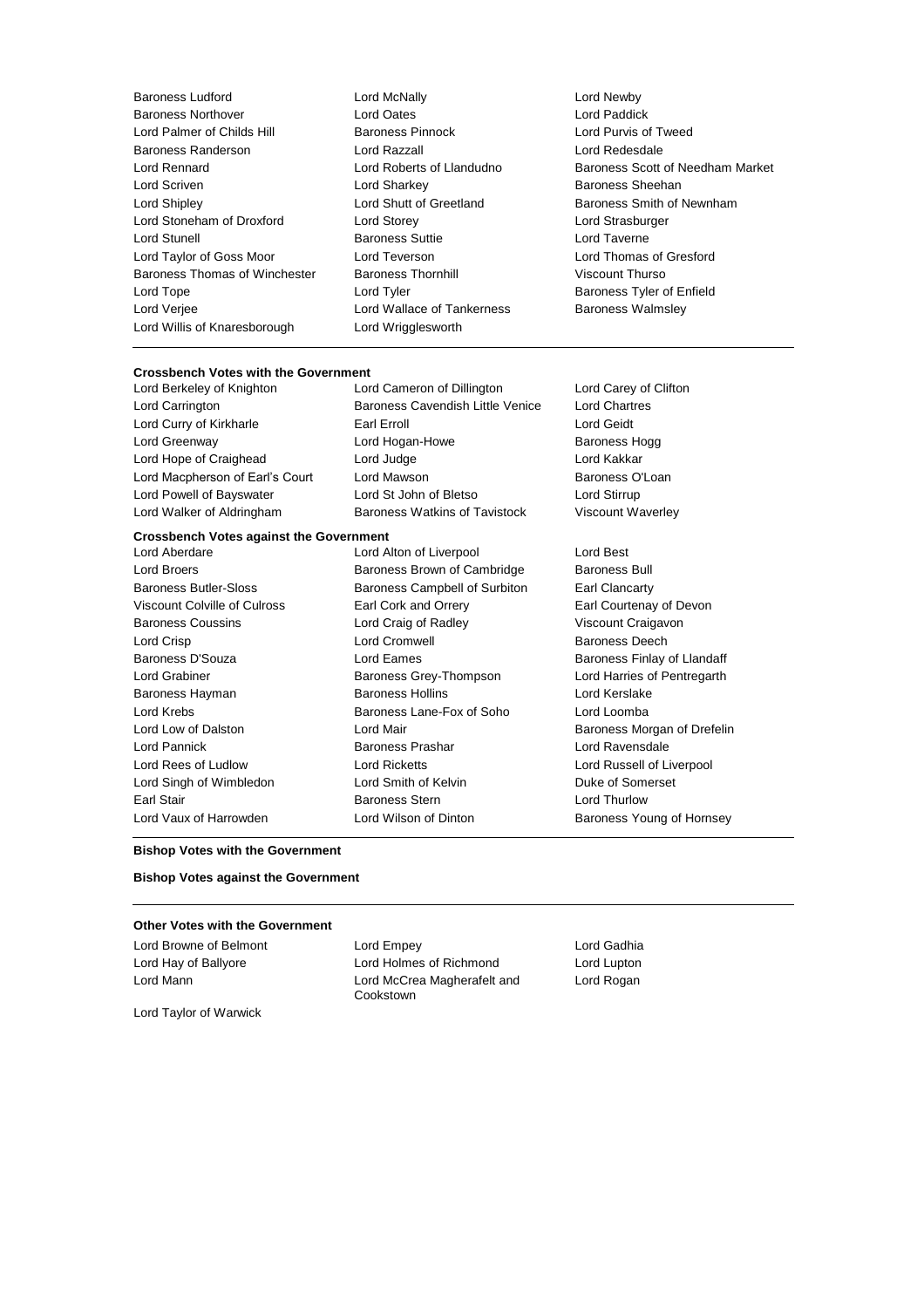Baroness Ludford
Lord McNally
Lord Newby
Baroness Northover
Lord Oates
Lord Paddick
Lord Palmer of Childs Hill
Baroness Pinnock
Lord Purvis of Tweed
Baroness Randerson
Lord Razzall
Lord Redesdale
Lord Rennard
Lord Roberts of Llandudno
Baroness Scott of Needham Market
Lord Scriven
Lord Sharkey
Baroness Sheehan
Lord Shipley
Lord Shutt of Greetland
Baroness Smith of Newnham
Lord Stoneham of Droxford
Lord Storey
Lord Strasburger
Lord Stunell
Baroness Suttie
Lord Taverne
Lord Taylor of Goss Moor
Lord Teverson
Lord Thomas of Gresford
Baroness Thomas of Winchester
Baroness Thornhill
Viscount Thurso
Lord Tope
Lord Tyler
Baroness Tyler of Enfield
Lord Verjee
Lord Wallace of Tankerness
Baroness Walmsley
Lord Willis of Knaresborough
Lord Wrigglesworth

---

**Crossbench Votes with the Government**

Lord Berkeley of Knighton
Lord Cameron of Dillington
Lord Carey of Clifton
Lord Carrington
Baroness Cavendish Little Venice
Lord Chartres
Lord Curry of Kirkharle
Earl Erroll
Lord Geidt
Lord Greenway
Lord Hogan-Howe
Baroness Hogg
Lord Hope of Craighead
Lord Judge
Lord Kakkar
Lord Macpherson of Earl's Court
Lord Mawson
Baroness O'Loan
Lord Powell of Bayswater
Lord St John of Bletso
Lord Stirrup
Lord Walker of Aldringham
Baroness Watkins of Tavistock
Viscount Waverley

**Crossbench Votes against the Government**

Lord Aberdare
Lord Alton of Liverpool
Lord Best
Lord Broers
Baroness Brown of Cambridge
Baroness Bull
Baroness Butler-Sloss
Baroness Campbell of Surbiton
Earl Clancarty
Viscount Colville of Culross
Earl Cork and Orrery
Earl Courtenay of Devon
Baroness Coussins
Lord Craig of Radley
Viscount Craigavon
Lord Crisp
Lord Cromwell
Baroness Deech
Baroness D'Souza
Lord Eames
Baroness Finlay of Llandaff
Lord Grabiner
Baroness Grey-Thompson
Lord Harries of Pentregarth
Baroness Hayman
Baroness Hollins
Lord Kerslake
Lord Krebs
Baroness Lane-Fox of Soho
Lord Loomba
Lord Low of Dalston
Lord Mair
Baroness Morgan of Drefelin
Lord Pannick
Baroness Prashar
Lord Ravensdale
Lord Rees of Ludlow
Lord Ricketts
Lord Russell of Liverpool
Lord Singh of Wimbledon
Lord Smith of Kelvin
Duke of Somerset
Earl Stair
Baroness Stern
Lord Thurlow
Lord Vaux of Harrowden
Lord Wilson of Dinton
Baroness Young of Hornsey

---

**Bishop Votes with the Government**

**Bishop Votes against the Government**

---

**Other Votes with the Government**

Lord Browne of Belmont
Lord Empey
Lord Gadhia
Lord Hay of Ballyore
Lord Holmes of Richmond
Lord Lupton
Lord Mann
Lord McCrea Magherafelt and Cookstown
Lord Rogan
Lord Taylor of Warwick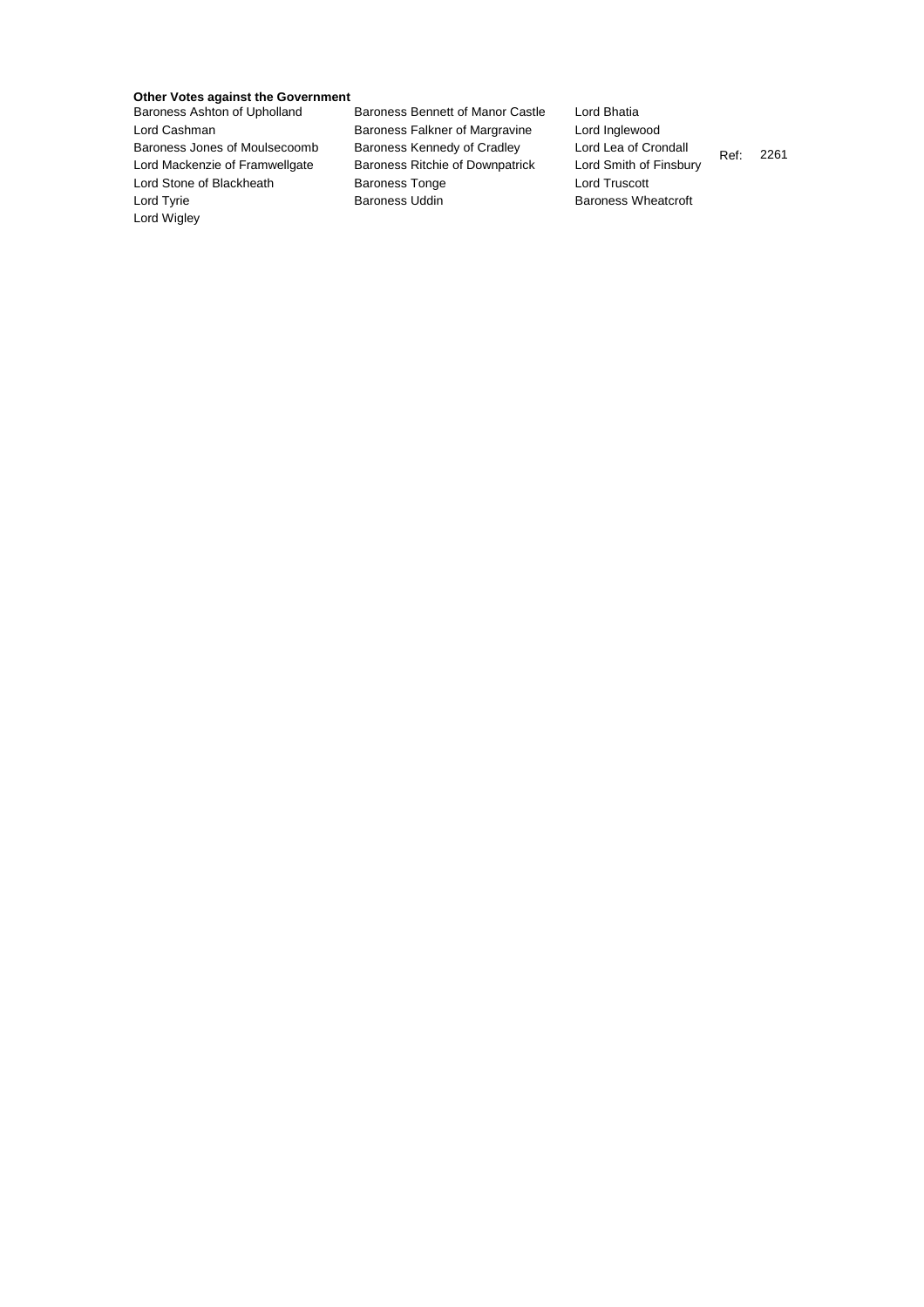**Other Votes against the Government**

| | | |
|---|---|---|
| Baroness Ashton of Upholland | Baroness Bennett of Manor Castle | Lord Bhatia |
| Lord Cashman | Baroness Falkner of Margravine | Lord Inglewood |
| Baroness Jones of Moulsecoomb | Baroness Kennedy of Cradley | Lord Lea of Crondall |
| Lord Mackenzie of Framwellgate | Baroness Ritchie of Downpatrick | Lord Smith of Finsbury |
| Lord Stone of Blackheath | Baroness Tonge | Lord Truscott |
| Lord Tyrie | Baroness Uddin | Baroness Wheatcroft |
| Lord Wigley | | |

Ref: 2261